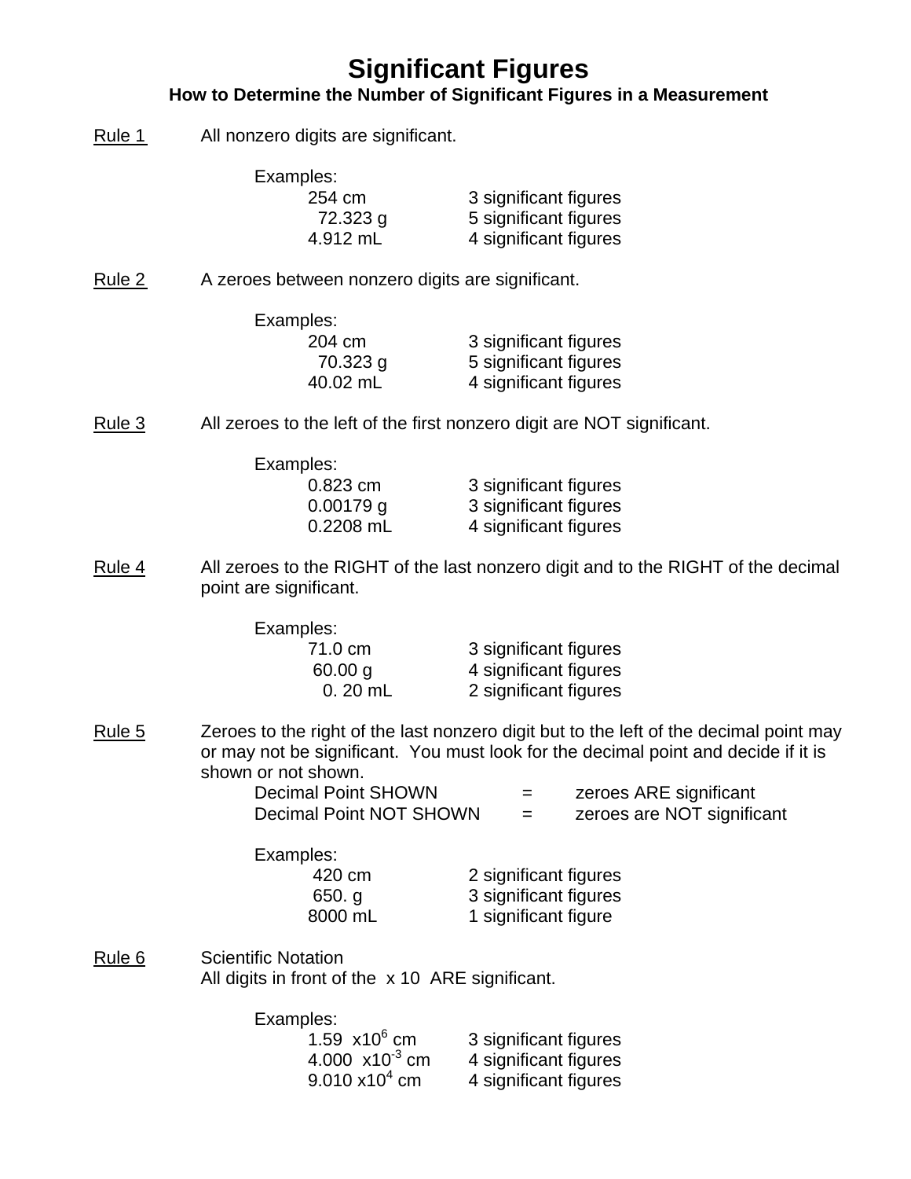# Significant Figures

## How to Determine the Number of Significant Figures in a Measurement

**Rule 1** All nonzero digits are significant.

Examples:

| | |
|---|---|
| 254 cm | 3 significant figures |
| 72.323 g | 5 significant figures |
| 4.912 mL | 4 significant figures |

**Rule 2** A zeroes between nonzero digits are significant.

Examples:

| | |
|---|---|
| 204 cm | 3 significant figures |
| 70.323 g | 5 significant figures |
| 40.02 mL | 4 significant figures |

**Rule 3** All zeroes to the left of the first nonzero digit are NOT significant.

Examples:

| | |
|---|---|
| 0.823 cm | 3 significant figures |
| 0.00179 g | 3 significant figures |
| 0.2208 mL | 4 significant figures |

**Rule 4** All zeroes to the RIGHT of the last nonzero digit and to the RIGHT of the decimal point are significant.

Examples:

| | |
|---|---|
| 71.0 cm | 3 significant figures |
| 60.00 g | 4 significant figures |
| 0. 20 mL | 2 significant figures |

**Rule 5** Zeroes to the right of the last nonzero digit but to the left of the decimal point may or may not be significant. You must look for the decimal point and decide if it is shown or not shown.

| | | |
|---|---|---|
| Decimal Point SHOWN | = | zeroes ARE significant |
| Decimal Point NOT SHOWN | = | zeroes are NOT significant |

Examples:

| | |
|---|---|
| 420 cm | 2 significant figures |
| 650. g | 3 significant figures |
| 8000 mL | 1 significant figure |

**Rule 6** Scientific Notation
All digits in front of the x 10 ARE significant.

Examples:

| | |
|---|---|
| $1.59 \times 10^{6}$ cm | 3 significant figures |
| $4.000 \times 10^{-3}$ cm | 4 significant figures |
| $9.010 \times 10^{4}$ cm | 4 significant figures |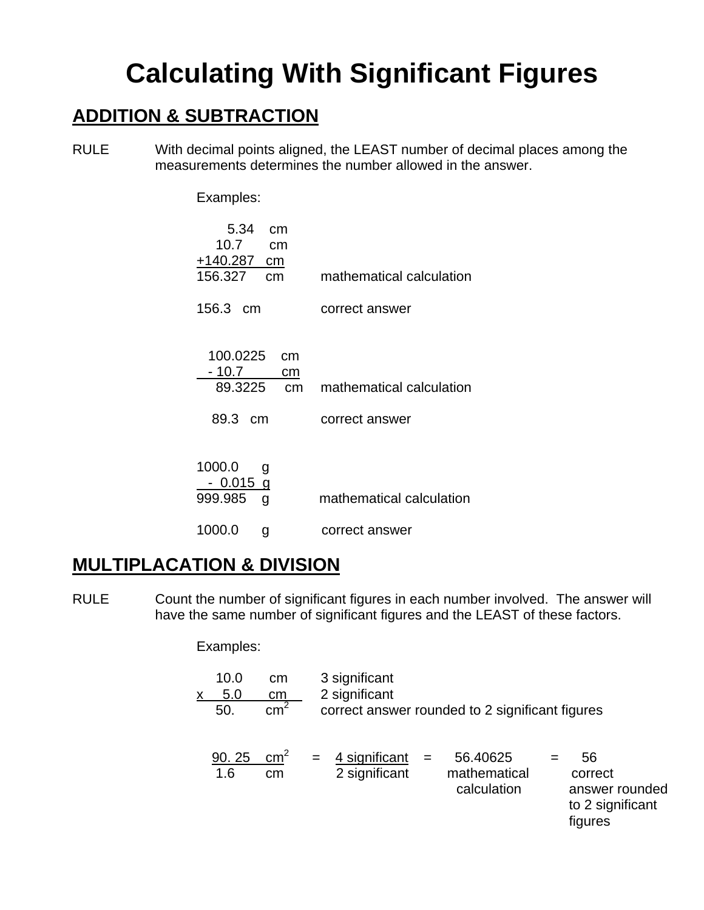# Calculating With Significant Figures

## ADDITION & SUBTRACTION

RULE With decimal points aligned, the LEAST number of decimal places among the measurements determines the number allowed in the answer.

Examples:

```
    5.34   cm
   10.7    cm
+140.287   cm
 156.327   cm     mathematical calculation

 156.3  cm        correct answer
```

```
  100.0225   cm
 - 10.7      cm
   89.3225   cm   mathematical calculation

   89.3  cm       correct answer
```

```
1000.0     g
  -  0.015 g
 999.985   g      mathematical calculation

1000.0     g      correct answer
```

## MULTIPLACATION & DIVISION

RULE Count the number of significant figures in each number involved. The answer will have the same number of significant figures and the LEAST of these factors.

Examples:

```
   10.0   cm       3 significant
x   5.0   cm       2 significant
   50.    cm^2     correct answer rounded to 2 significant figures
```

$$\frac{90.25 \text{ cm}^2}{1.6 \text{ cm}} = \frac{4 \text{ significant}}{2 \text{ significant}} = 56.40625 = 56$$

56.40625 — mathematical calculation

56 — correct answer rounded to 2 significant figures